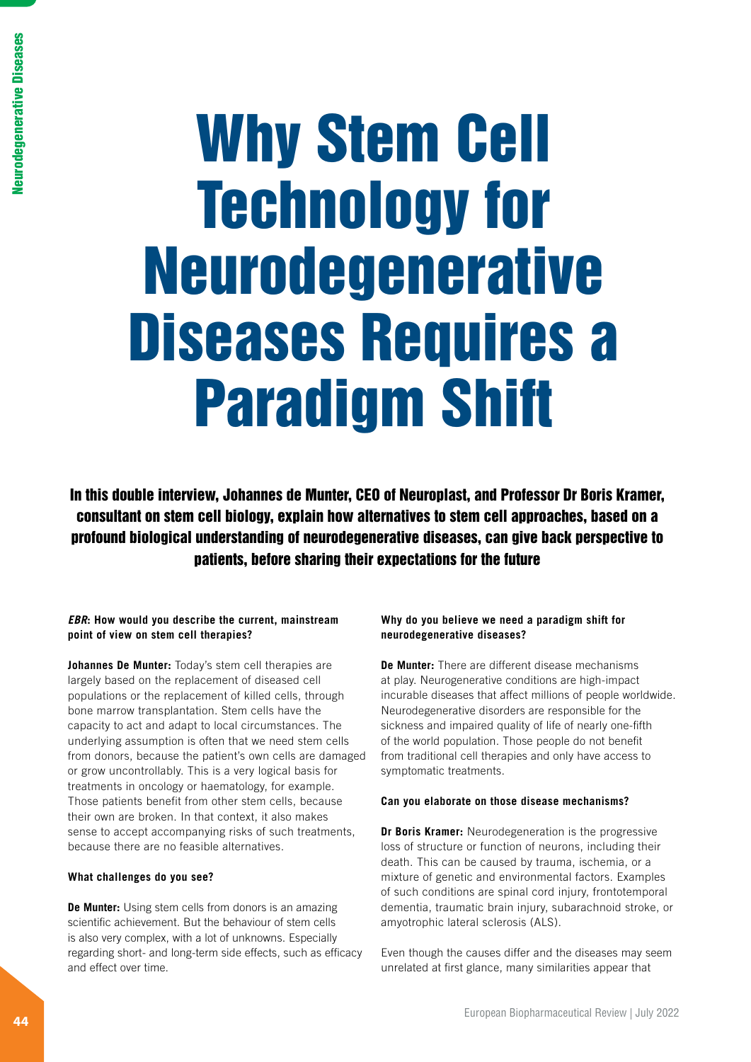# Why Stem Cell Technology for Neurodegenerative Diseases Requires a Paradigm Shift

**In this double interview, Johannes de Munter, CEO of Neuroplast, and Professor Dr Boris Kramer, consultant on stem cell biology, explain how alternatives to stem cell approaches, based on a profound biological understanding of neurodegenerative diseases, can give back perspective to patients, before sharing their expectations for the future**

***EBR*: How would you describe the current, mainstream point of view on stem cell therapies?**

**Johannes De Munter:** Today's stem cell therapies are largely based on the replacement of diseased cell populations or the replacement of killed cells, through bone marrow transplantation. Stem cells have the capacity to act and adapt to local circumstances. The underlying assumption is often that we need stem cells from donors, because the patient's own cells are damaged or grow uncontrollably. This is a very logical basis for treatments in oncology or haematology, for example. Those patients benefit from other stem cells, because their own are broken. In that context, it also makes sense to accept accompanying risks of such treatments, because there are no feasible alternatives.

**What challenges do you see?**

**De Munter:** Using stem cells from donors is an amazing scientific achievement. But the behaviour of stem cells is also very complex, with a lot of unknowns. Especially regarding short- and long-term side effects, such as efficacy and effect over time.

**Why do you believe we need a paradigm shift for neurodegenerative diseases?**

**De Munter:** There are different disease mechanisms at play. Neurogenerative conditions are high-impact incurable diseases that affect millions of people worldwide. Neurodegenerative disorders are responsible for the sickness and impaired quality of life of nearly one-fifth of the world population. Those people do not benefit from traditional cell therapies and only have access to symptomatic treatments.

**Can you elaborate on those disease mechanisms?**

**Dr Boris Kramer:** Neurodegeneration is the progressive loss of structure or function of neurons, including their death. This can be caused by trauma, ischemia, or a mixture of genetic and environmental factors. Examples of such conditions are spinal cord injury, frontotemporal dementia, traumatic brain injury, subarachnoid stroke, or amyotrophic lateral sclerosis (ALS).

Even though the causes differ and the diseases may seem unrelated at first glance, many similarities appear that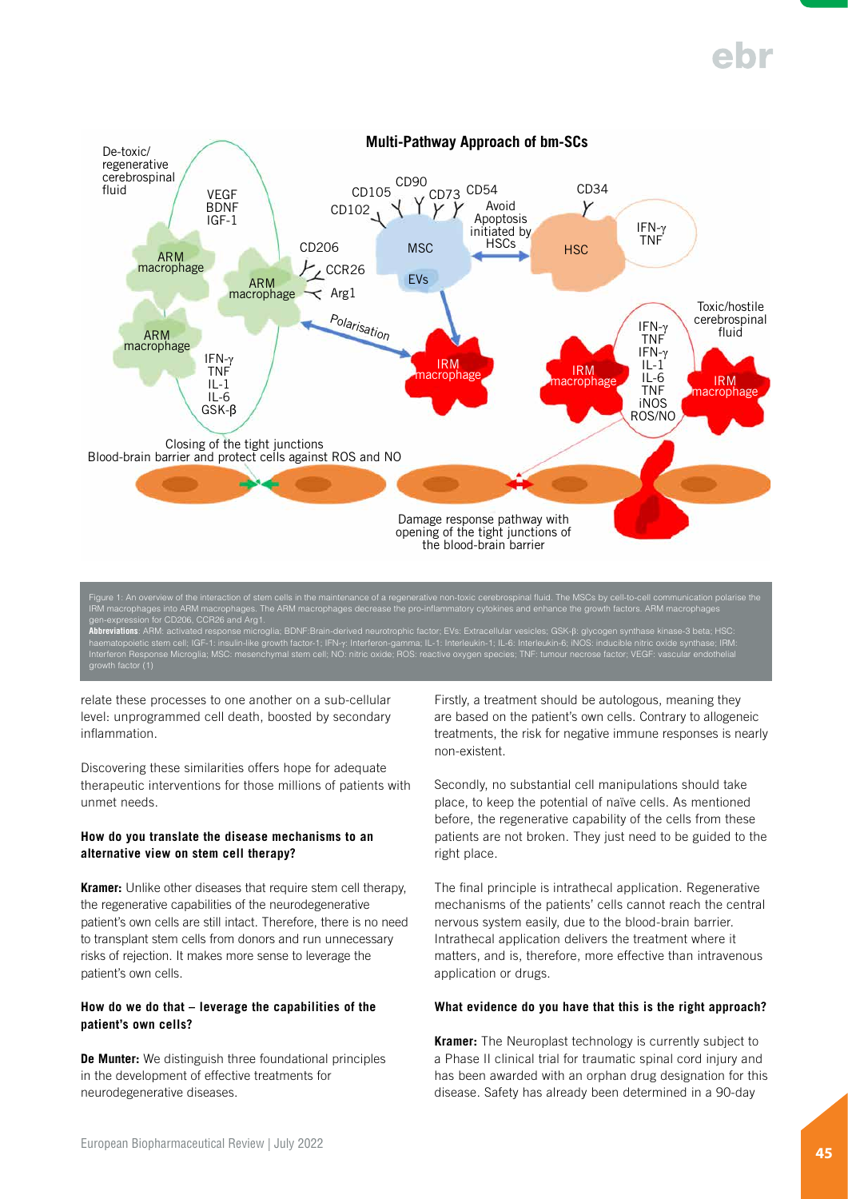Figure 1: An overview of the interaction of stem cells in the maintenance of a regenerative non-toxic cerebrospinal fluid. The MSCs by cell-to-cell communication polarise the IRM macrophages into ARM macrophages. The ARM macrophages decrease the pro-inflammatory cytokines and enhance the growth factors. ARM macrophages gen-expression for CD206, CCR26 and Arg1.

**Abbreviations**: ARM: activated response microglia; BDNF:Brain-derived neurotrophic factor; EVs: Extracellular vesicles; GSK-β: glycogen synthase kinase-3 beta; HSC: haematopoietic stem cell; IGF-1: insulin-like growth factor-1; IFN-γ: Interferon-gamma; IL-1: Interleukin-1; IL-6: Interleukin-6; iNOS: inducible nitric oxide synthase; IRM: Interferon Response Microglia; MSC: mesenchymal stem cell; NO: nitric oxide; ROS: reactive oxygen species; TNF: tumour necrose factor; VEGF: vascular endothelial growth factor (1)

relate these processes to one another on a sub-cellular level: unprogrammed cell death, boosted by secondary inflammation.

Discovering these similarities offers hope for adequate therapeutic interventions for those millions of patients with unmet needs.

**How do you translate the disease mechanisms to an alternative view on stem cell therapy?**

**Kramer:** Unlike other diseases that require stem cell therapy, the regenerative capabilities of the neurodegenerative patient's own cells are still intact. Therefore, there is no need to transplant stem cells from donors and run unnecessary risks of rejection. It makes more sense to leverage the patient's own cells.

**How do we do that – leverage the capabilities of the patient's own cells?**

**De Munter:** We distinguish three foundational principles in the development of effective treatments for neurodegenerative diseases.

Firstly, a treatment should be autologous, meaning they are based on the patient's own cells. Contrary to allogeneic treatments, the risk for negative immune responses is nearly non-existent.

Secondly, no substantial cell manipulations should take place, to keep the potential of naïve cells. As mentioned before, the regenerative capability of the cells from these patients are not broken. They just need to be guided to the right place.

The final principle is intrathecal application. Regenerative mechanisms of the patients' cells cannot reach the central nervous system easily, due to the blood-brain barrier. Intrathecal application delivers the treatment where it matters, and is, therefore, more effective than intravenous application or drugs.

**What evidence do you have that this is the right approach?**

**Kramer:** The Neuroplast technology is currently subject to a Phase II clinical trial for traumatic spinal cord injury and has been awarded with an orphan drug designation for this disease. Safety has already been determined in a 90-day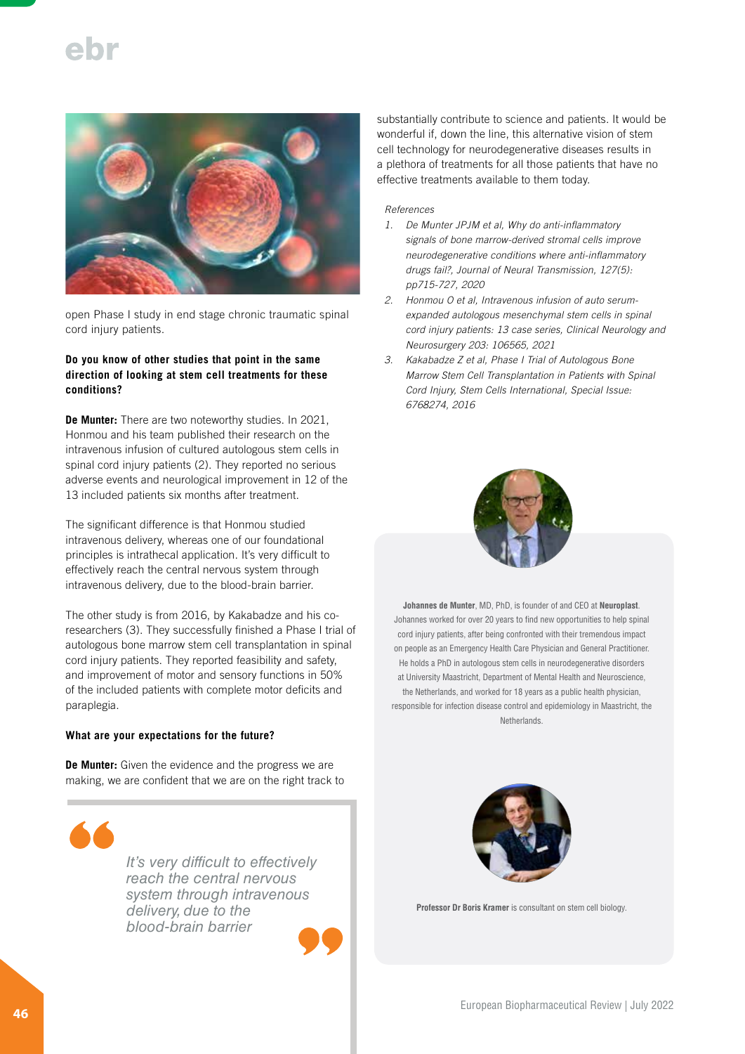open Phase I study in end stage chronic traumatic spinal cord injury patients.

**Do you know of other studies that point in the same direction of looking at stem cell treatments for these conditions?**

**De Munter:** There are two noteworthy studies. In 2021, Honmou and his team published their research on the intravenous infusion of cultured autologous stem cells in spinal cord injury patients (2). They reported no serious adverse events and neurological improvement in 12 of the 13 included patients six months after treatment.

The significant difference is that Honmou studied intravenous delivery, whereas one of our foundational principles is intrathecal application. It's very difficult to effectively reach the central nervous system through intravenous delivery, due to the blood-brain barrier.

The other study is from 2016, by Kakabadze and his co-researchers (3). They successfully finished a Phase I trial of autologous bone marrow stem cell transplantation in spinal cord injury patients. They reported feasibility and safety, and improvement of motor and sensory functions in 50% of the included patients with complete motor deficits and paraplegia.

**What are your expectations for the future?**

**De Munter:** Given the evidence and the progress we are making, we are confident that we are on the right track to substantially contribute to science and patients. It would be wonderful if, down the line, this alternative vision of stem cell technology for neurodegenerative diseases results in a plethora of treatments for all those patients that have no effective treatments available to them today.

> *It's very difficult to effectively reach the central nervous system through intravenous delivery, due to the blood-brain barrier*

*References*

1. *De Munter JPJM et al, Why do anti-inflammatory signals of bone marrow-derived stromal cells improve neurodegenerative conditions where anti-inflammatory drugs fail?, Journal of Neural Transmission, 127(5): pp715-727, 2020*
2. *Honmou O et al, Intravenous infusion of auto serum-expanded autologous mesenchymal stem cells in spinal cord injury patients: 13 case series, Clinical Neurology and Neurosurgery 203: 106565, 2021*
3. *Kakabadze Z et al, Phase I Trial of Autologous Bone Marrow Stem Cell Transplantation in Patients with Spinal Cord Injury, Stem Cells International, Special Issue: 6768274, 2016*

**Johannes de Munter**, MD, PhD, is founder of and CEO at **Neuroplast**. Johannes worked for over 20 years to find new opportunities to help spinal cord injury patients, after being confronted with their tremendous impact on people as an Emergency Health Care Physician and General Practitioner. He holds a PhD in autologous stem cells in neurodegenerative disorders at University Maastricht, Department of Mental Health and Neuroscience, the Netherlands, and worked for 18 years as a public health physician, responsible for infection disease control and epidemiology in Maastricht, the Netherlands.

**Professor Dr Boris Kramer** is consultant on stem cell biology.